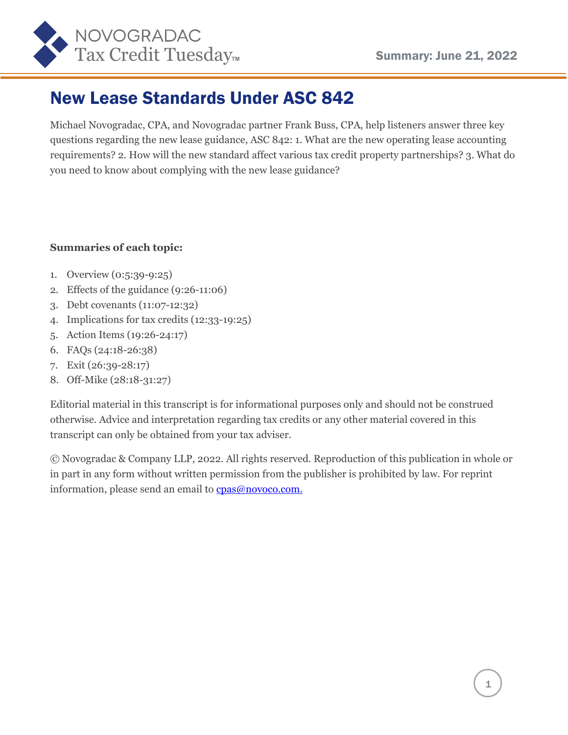NOVOGRADAC Tax Credit Tuesday™

**Summary: June 21, 2022**

# New Lease Standards Under ASC 842

Michael Novogradac, CPA, and Novogradac partner Frank Buss, CPA, help listeners answer three key questions regarding the new lease guidance, ASC 842: 1. What are the new operating lease accounting requirements? 2. How will the new standard affect various tax credit property partnerships? 3. What do you need to know about complying with the new lease guidance?

**Summaries of each topic:**

1. Overview (0:5:39-9:25)
2. Effects of the guidance (9:26-11:06)
3. Debt covenants (11:07-12:32)
4. Implications for tax credits (12:33-19:25)
5. Action Items (19:26-24:17)
6. FAQs (24:18-26:38)
7. Exit (26:39-28:17)
8. Off-Mike (28:18-31:27)

Editorial material in this transcript is for informational purposes only and should not be construed otherwise. Advice and interpretation regarding tax credits or any other material covered in this transcript can only be obtained from your tax adviser.

© Novogradac & Company LLP, 2022. All rights reserved. Reproduction of this publication in whole or in part in any form without written permission from the publisher is prohibited by law. For reprint information, please send an email to cpas@novoco.com.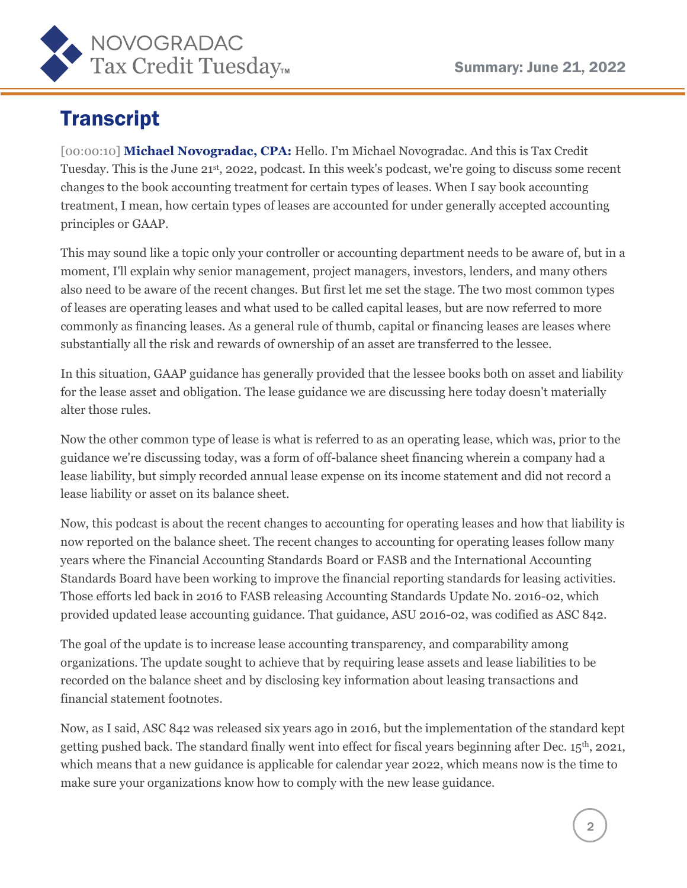## Transcript

[00:00:10] **Michael Novogradac, CPA:** Hello. I'm Michael Novogradac. And this is Tax Credit Tuesday. This is the June 21st, 2022, podcast. In this week's podcast, we're going to discuss some recent changes to the book accounting treatment for certain types of leases. When I say book accounting treatment, I mean, how certain types of leases are accounted for under generally accepted accounting principles or GAAP.

This may sound like a topic only your controller or accounting department needs to be aware of, but in a moment, I'll explain why senior management, project managers, investors, lenders, and many others also need to be aware of the recent changes. But first let me set the stage. The two most common types of leases are operating leases and what used to be called capital leases, but are now referred to more commonly as financing leases. As a general rule of thumb, capital or financing leases are leases where substantially all the risk and rewards of ownership of an asset are transferred to the lessee.

In this situation, GAAP guidance has generally provided that the lessee books both on asset and liability for the lease asset and obligation. The lease guidance we are discussing here today doesn't materially alter those rules.

Now the other common type of lease is what is referred to as an operating lease, which was, prior to the guidance we're discussing today, was a form of off-balance sheet financing wherein a company had a lease liability, but simply recorded annual lease expense on its income statement and did not record a lease liability or asset on its balance sheet.

Now, this podcast is about the recent changes to accounting for operating leases and how that liability is now reported on the balance sheet. The recent changes to accounting for operating leases follow many years where the Financial Accounting Standards Board or FASB and the International Accounting Standards Board have been working to improve the financial reporting standards for leasing activities. Those efforts led back in 2016 to FASB releasing Accounting Standards Update No. 2016-02, which provided updated lease accounting guidance. That guidance, ASU 2016-02, was codified as ASC 842.

The goal of the update is to increase lease accounting transparency, and comparability among organizations. The update sought to achieve that by requiring lease assets and lease liabilities to be recorded on the balance sheet and by disclosing key information about leasing transactions and financial statement footnotes.

Now, as I said, ASC 842 was released six years ago in 2016, but the implementation of the standard kept getting pushed back. The standard finally went into effect for fiscal years beginning after Dec. 15th, 2021, which means that a new guidance is applicable for calendar year 2022, which means now is the time to make sure your organizations know how to comply with the new lease guidance.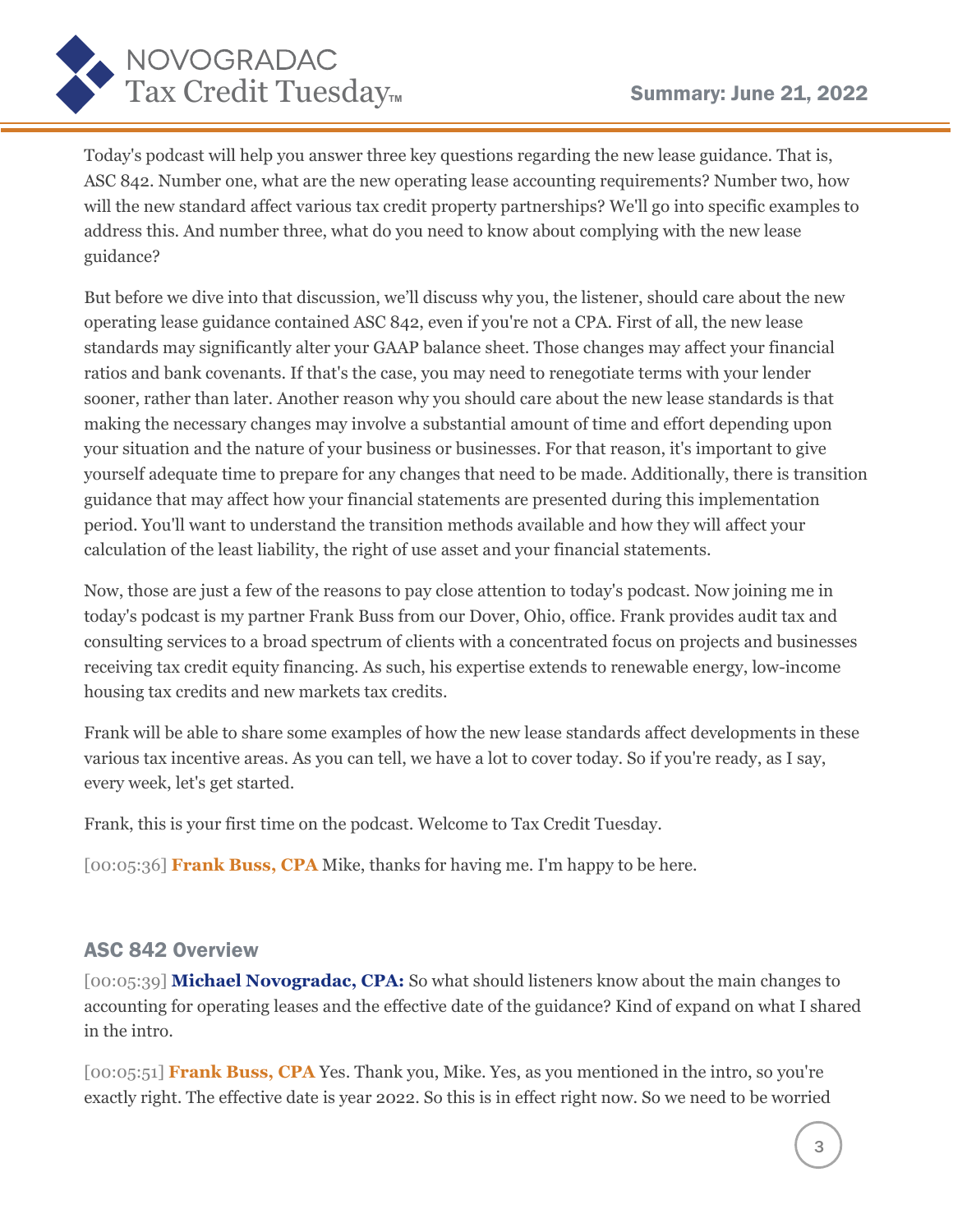Today's podcast will help you answer three key questions regarding the new lease guidance. That is, ASC 842. Number one, what are the new operating lease accounting requirements? Number two, how will the new standard affect various tax credit property partnerships? We'll go into specific examples to address this. And number three, what do you need to know about complying with the new lease guidance?

But before we dive into that discussion, we'll discuss why you, the listener, should care about the new operating lease guidance contained ASC 842, even if you're not a CPA. First of all, the new lease standards may significantly alter your GAAP balance sheet. Those changes may affect your financial ratios and bank covenants. If that's the case, you may need to renegotiate terms with your lender sooner, rather than later. Another reason why you should care about the new lease standards is that making the necessary changes may involve a substantial amount of time and effort depending upon your situation and the nature of your business or businesses. For that reason, it's important to give yourself adequate time to prepare for any changes that need to be made. Additionally, there is transition guidance that may affect how your financial statements are presented during this implementation period. You'll want to understand the transition methods available and how they will affect your calculation of the least liability, the right of use asset and your financial statements.

Now, those are just a few of the reasons to pay close attention to today's podcast. Now joining me in today's podcast is my partner Frank Buss from our Dover, Ohio, office. Frank provides audit tax and consulting services to a broad spectrum of clients with a concentrated focus on projects and businesses receiving tax credit equity financing. As such, his expertise extends to renewable energy, low-income housing tax credits and new markets tax credits.

Frank will be able to share some examples of how the new lease standards affect developments in these various tax incentive areas. As you can tell, we have a lot to cover today. So if you're ready, as I say, every week, let's get started.

Frank, this is your first time on the podcast. Welcome to Tax Credit Tuesday.

[00:05:36] **Frank Buss, CPA** Mike, thanks for having me. I'm happy to be here.

## ASC 842 Overview

[00:05:39] **Michael Novogradac, CPA:** So what should listeners know about the main changes to accounting for operating leases and the effective date of the guidance? Kind of expand on what I shared in the intro.

[00:05:51] **Frank Buss, CPA** Yes. Thank you, Mike. Yes, as you mentioned in the intro, so you're exactly right. The effective date is year 2022. So this is in effect right now. So we need to be worried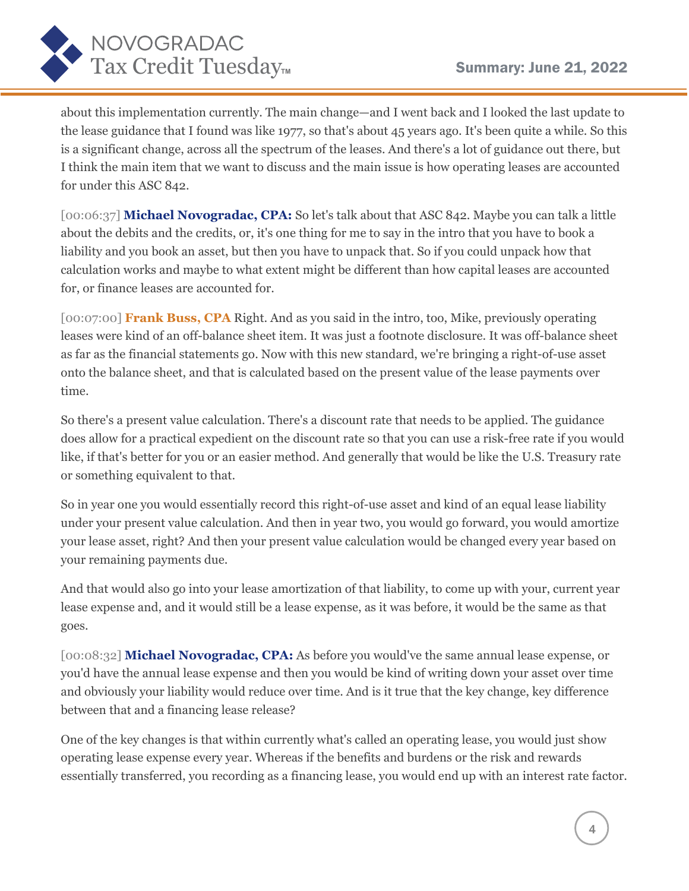about this implementation currently. The main change—and I went back and I looked the last update to the lease guidance that I found was like 1977, so that's about 45 years ago. It's been quite a while. So this is a significant change, across all the spectrum of the leases. And there's a lot of guidance out there, but I think the main item that we want to discuss and the main issue is how operating leases are accounted for under this ASC 842.

[00:06:37] **Michael Novogradac, CPA:** So let's talk about that ASC 842. Maybe you can talk a little about the debits and the credits, or, it's one thing for me to say in the intro that you have to book a liability and you book an asset, but then you have to unpack that. So if you could unpack how that calculation works and maybe to what extent might be different than how capital leases are accounted for, or finance leases are accounted for.

[00:07:00] **Frank Buss, CPA** Right. And as you said in the intro, too, Mike, previously operating leases were kind of an off-balance sheet item. It was just a footnote disclosure. It was off-balance sheet as far as the financial statements go. Now with this new standard, we're bringing a right-of-use asset onto the balance sheet, and that is calculated based on the present value of the lease payments over time.

So there's a present value calculation. There's a discount rate that needs to be applied. The guidance does allow for a practical expedient on the discount rate so that you can use a risk-free rate if you would like, if that's better for you or an easier method. And generally that would be like the U.S. Treasury rate or something equivalent to that.

So in year one you would essentially record this right-of-use asset and kind of an equal lease liability under your present value calculation. And then in year two, you would go forward, you would amortize your lease asset, right? And then your present value calculation would be changed every year based on your remaining payments due.

And that would also go into your lease amortization of that liability, to come up with your, current year lease expense and, and it would still be a lease expense, as it was before, it would be the same as that goes.

[00:08:32] **Michael Novogradac, CPA:** As before you would've the same annual lease expense, or you'd have the annual lease expense and then you would be kind of writing down your asset over time and obviously your liability would reduce over time. And is it true that the key change, key difference between that and a financing lease release?

One of the key changes is that within currently what's called an operating lease, you would just show operating lease expense every year. Whereas if the benefits and burdens or the risk and rewards essentially transferred, you recording as a financing lease, you would end up with an interest rate factor.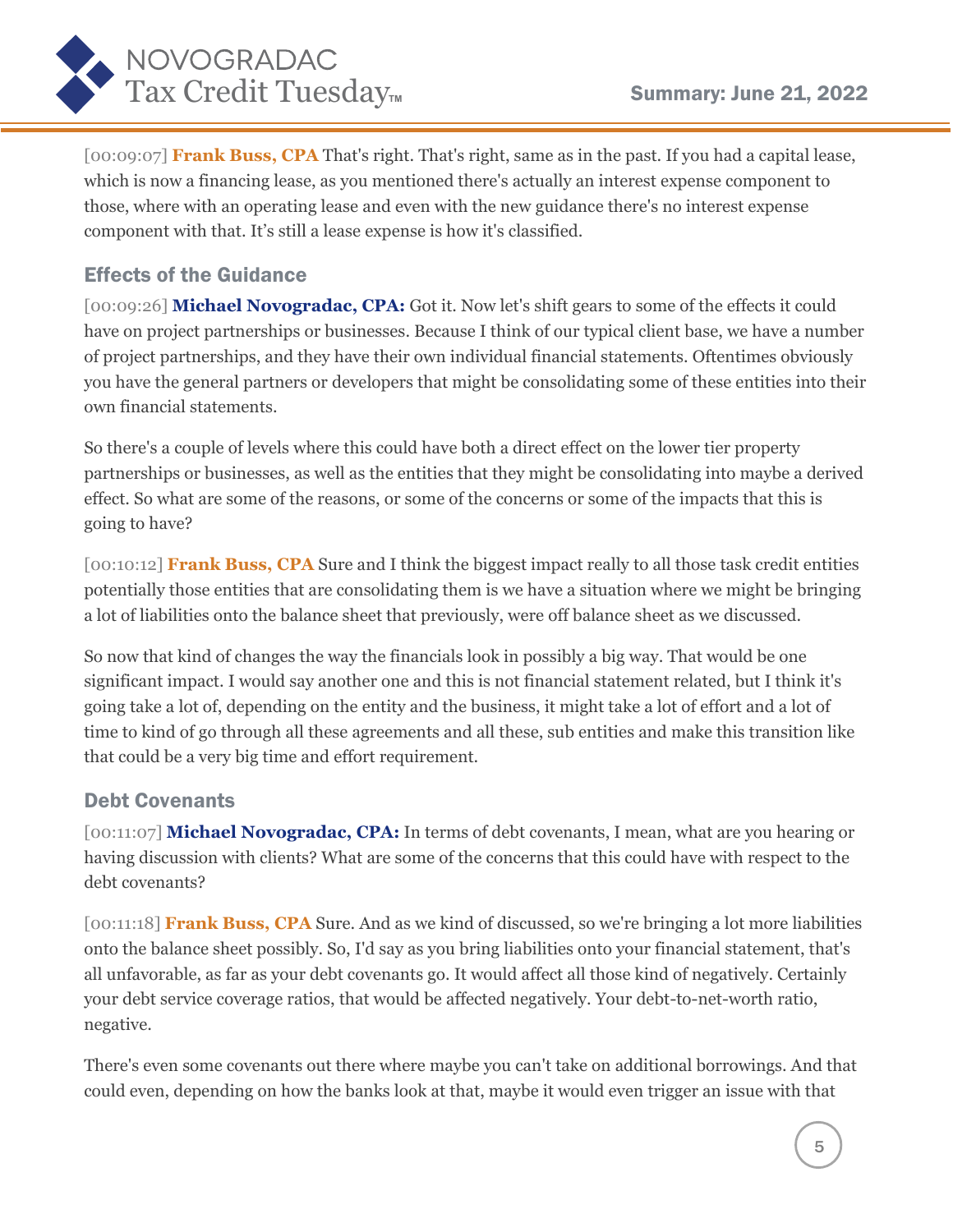[00:09:07] **Frank Buss, CPA** That's right. That's right, same as in the past. If you had a capital lease, which is now a financing lease, as you mentioned there's actually an interest expense component to those, where with an operating lease and even with the new guidance there's no interest expense component with that. It's still a lease expense is how it's classified.

## Effects of the Guidance

[00:09:26] **Michael Novogradac, CPA:** Got it. Now let's shift gears to some of the effects it could have on project partnerships or businesses. Because I think of our typical client base, we have a number of project partnerships, and they have their own individual financial statements. Oftentimes obviously you have the general partners or developers that might be consolidating some of these entities into their own financial statements.

So there's a couple of levels where this could have both a direct effect on the lower tier property partnerships or businesses, as well as the entities that they might be consolidating into maybe a derived effect. So what are some of the reasons, or some of the concerns or some of the impacts that this is going to have?

[00:10:12] **Frank Buss, CPA** Sure and I think the biggest impact really to all those task credit entities potentially those entities that are consolidating them is we have a situation where we might be bringing a lot of liabilities onto the balance sheet that previously, were off balance sheet as we discussed.

So now that kind of changes the way the financials look in possibly a big way. That would be one significant impact. I would say another one and this is not financial statement related, but I think it's going take a lot of, depending on the entity and the business, it might take a lot of effort and a lot of time to kind of go through all these agreements and all these, sub entities and make this transition like that could be a very big time and effort requirement.

## Debt Covenants

[00:11:07] **Michael Novogradac, CPA:** In terms of debt covenants, I mean, what are you hearing or having discussion with clients? What are some of the concerns that this could have with respect to the debt covenants?

[00:11:18] **Frank Buss, CPA** Sure. And as we kind of discussed, so we're bringing a lot more liabilities onto the balance sheet possibly. So, I'd say as you bring liabilities onto your financial statement, that's all unfavorable, as far as your debt covenants go. It would affect all those kind of negatively. Certainly your debt service coverage ratios, that would be affected negatively. Your debt-to-net-worth ratio, negative.

There's even some covenants out there where maybe you can't take on additional borrowings. And that could even, depending on how the banks look at that, maybe it would even trigger an issue with that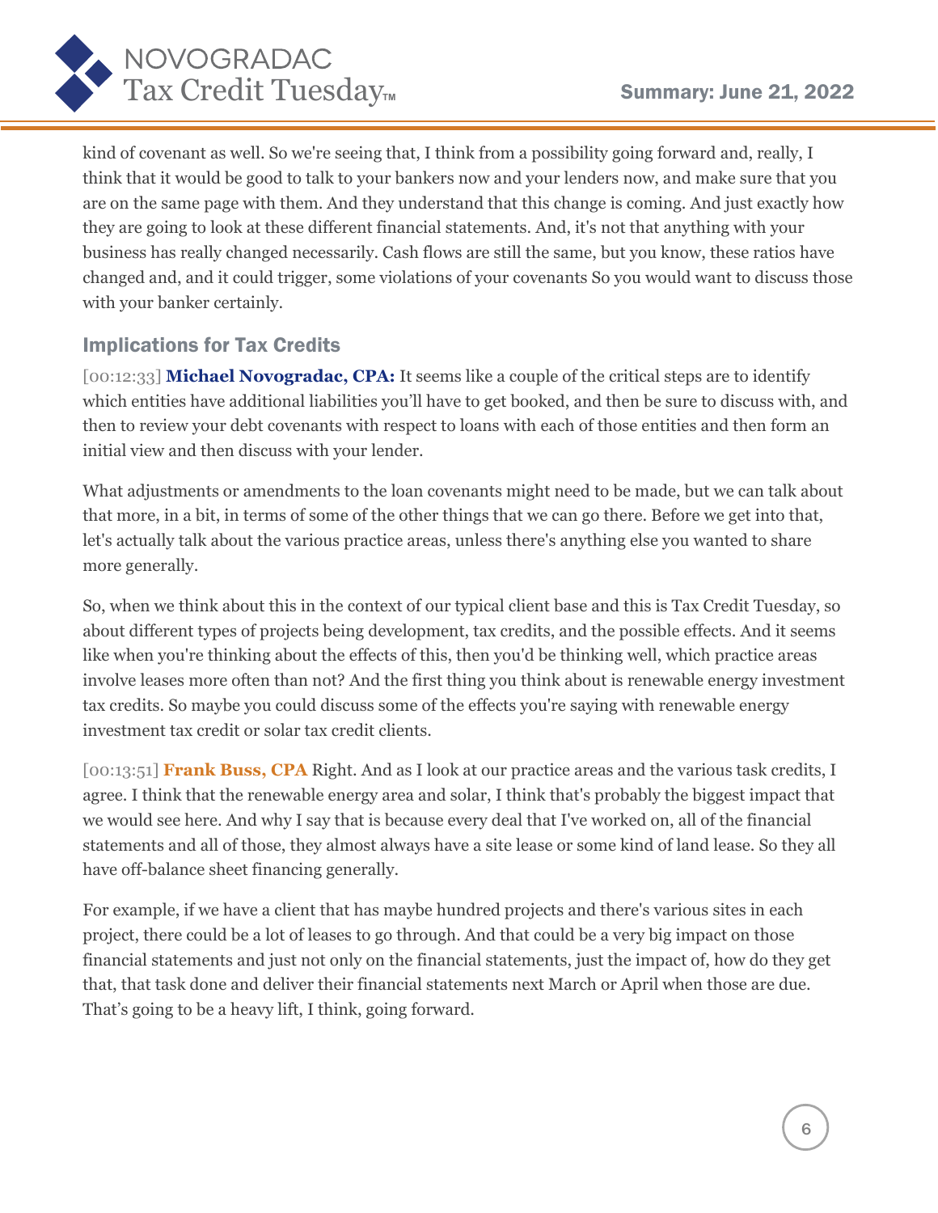kind of covenant as well. So we're seeing that, I think from a possibility going forward and, really, I think that it would be good to talk to your bankers now and your lenders now, and make sure that you are on the same page with them. And they understand that this change is coming. And just exactly how they are going to look at these different financial statements. And, it's not that anything with your business has really changed necessarily. Cash flows are still the same, but you know, these ratios have changed and, and it could trigger, some violations of your covenants So you would want to discuss those with your banker certainly.

## Implications for Tax Credits

[00:12:33] **Michael Novogradac, CPA:** It seems like a couple of the critical steps are to identify which entities have additional liabilities you'll have to get booked, and then be sure to discuss with, and then to review your debt covenants with respect to loans with each of those entities and then form an initial view and then discuss with your lender.

What adjustments or amendments to the loan covenants might need to be made, but we can talk about that more, in a bit, in terms of some of the other things that we can go there. Before we get into that, let's actually talk about the various practice areas, unless there's anything else you wanted to share more generally.

So, when we think about this in the context of our typical client base and this is Tax Credit Tuesday, so about different types of projects being development, tax credits, and the possible effects. And it seems like when you're thinking about the effects of this, then you'd be thinking well, which practice areas involve leases more often than not? And the first thing you think about is renewable energy investment tax credits. So maybe you could discuss some of the effects you're saying with renewable energy investment tax credit or solar tax credit clients.

[00:13:51] **Frank Buss, CPA** Right. And as I look at our practice areas and the various task credits, I agree. I think that the renewable energy area and solar, I think that's probably the biggest impact that we would see here. And why I say that is because every deal that I've worked on, all of the financial statements and all of those, they almost always have a site lease or some kind of land lease. So they all have off-balance sheet financing generally.

For example, if we have a client that has maybe hundred projects and there's various sites in each project, there could be a lot of leases to go through. And that could be a very big impact on those financial statements and just not only on the financial statements, just the impact of, how do they get that, that task done and deliver their financial statements next March or April when those are due. That's going to be a heavy lift, I think, going forward.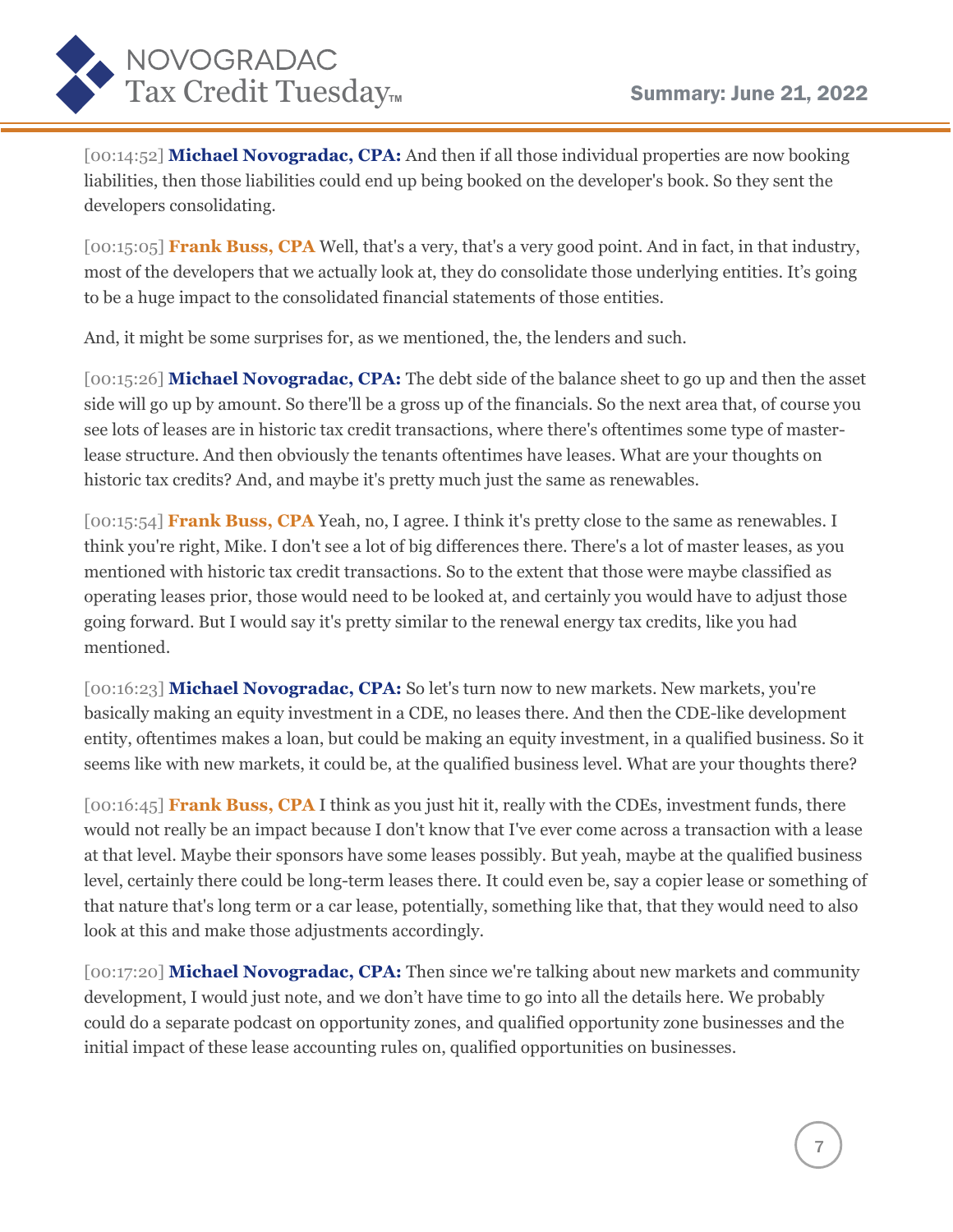[00:14:52] **Michael Novogradac, CPA:** And then if all those individual properties are now booking liabilities, then those liabilities could end up being booked on the developer's book. So they sent the developers consolidating.

[00:15:05] **Frank Buss, CPA** Well, that's a very, that's a very good point. And in fact, in that industry, most of the developers that we actually look at, they do consolidate those underlying entities. It's going to be a huge impact to the consolidated financial statements of those entities.

And, it might be some surprises for, as we mentioned, the, the lenders and such.

[00:15:26] **Michael Novogradac, CPA:** The debt side of the balance sheet to go up and then the asset side will go up by amount. So there'll be a gross up of the financials. So the next area that, of course you see lots of leases are in historic tax credit transactions, where there's oftentimes some type of master-lease structure. And then obviously the tenants oftentimes have leases. What are your thoughts on historic tax credits? And, and maybe it's pretty much just the same as renewables.

[00:15:54] **Frank Buss, CPA** Yeah, no, I agree. I think it's pretty close to the same as renewables. I think you're right, Mike. I don't see a lot of big differences there. There's a lot of master leases, as you mentioned with historic tax credit transactions. So to the extent that those were maybe classified as operating leases prior, those would need to be looked at, and certainly you would have to adjust those going forward. But I would say it's pretty similar to the renewal energy tax credits, like you had mentioned.

[00:16:23] **Michael Novogradac, CPA:** So let's turn now to new markets. New markets, you're basically making an equity investment in a CDE, no leases there. And then the CDE-like development entity, oftentimes makes a loan, but could be making an equity investment, in a qualified business. So it seems like with new markets, it could be, at the qualified business level. What are your thoughts there?

[00:16:45] **Frank Buss, CPA** I think as you just hit it, really with the CDEs, investment funds, there would not really be an impact because I don't know that I've ever come across a transaction with a lease at that level. Maybe their sponsors have some leases possibly. But yeah, maybe at the qualified business level, certainly there could be long-term leases there. It could even be, say a copier lease or something of that nature that's long term or a car lease, potentially, something like that, that they would need to also look at this and make those adjustments accordingly.

[00:17:20] **Michael Novogradac, CPA:** Then since we're talking about new markets and community development, I would just note, and we don't have time to go into all the details here. We probably could do a separate podcast on opportunity zones, and qualified opportunity zone businesses and the initial impact of these lease accounting rules on, qualified opportunities on businesses.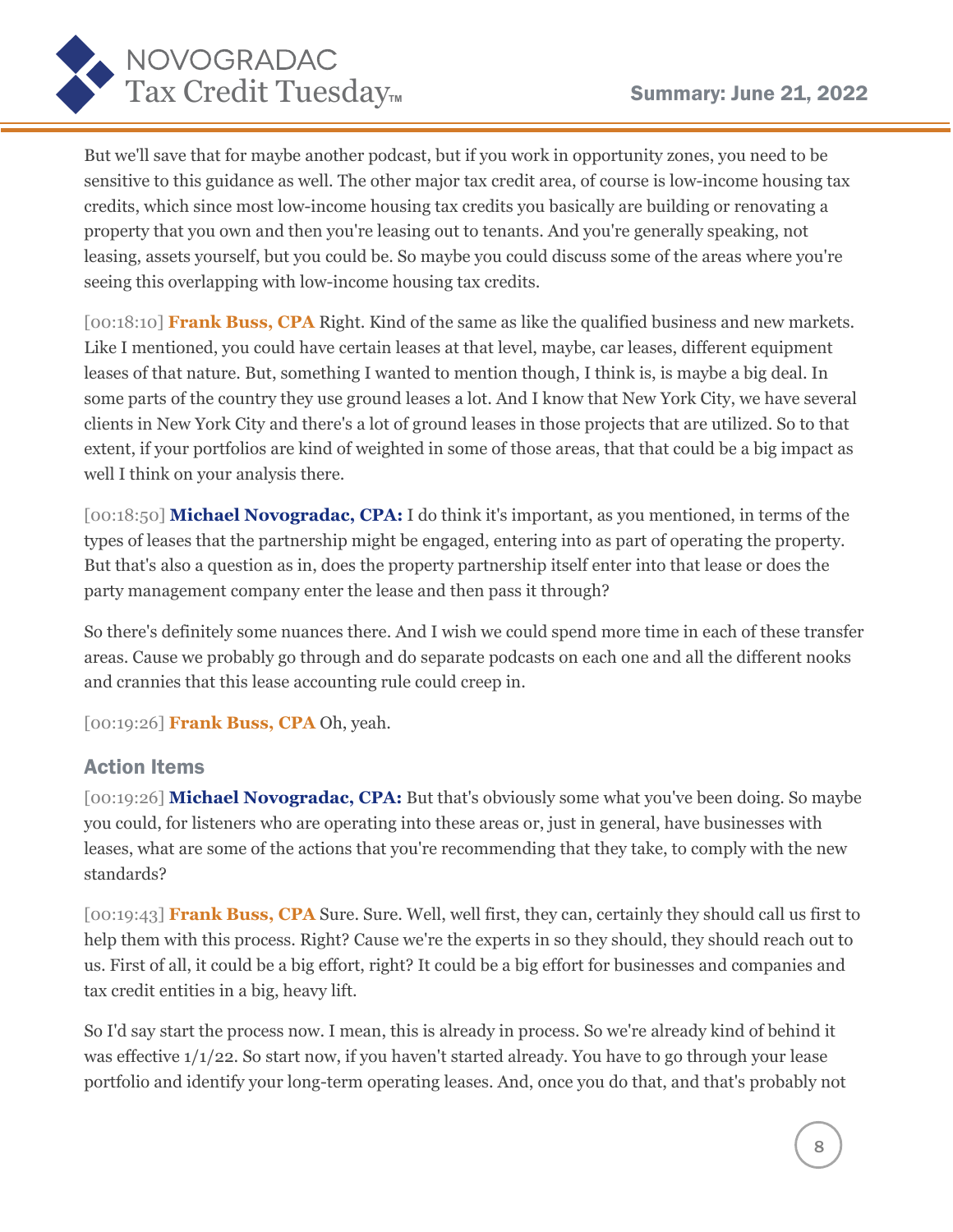But we'll save that for maybe another podcast, but if you work in opportunity zones, you need to be sensitive to this guidance as well. The other major tax credit area, of course is low-income housing tax credits, which since most low-income housing tax credits you basically are building or renovating a property that you own and then you're leasing out to tenants. And you're generally speaking, not leasing, assets yourself, but you could be. So maybe you could discuss some of the areas where you're seeing this overlapping with low-income housing tax credits.

[00:18:10] **Frank Buss, CPA** Right. Kind of the same as like the qualified business and new markets. Like I mentioned, you could have certain leases at that level, maybe, car leases, different equipment leases of that nature. But, something I wanted to mention though, I think is, is maybe a big deal. In some parts of the country they use ground leases a lot. And I know that New York City, we have several clients in New York City and there's a lot of ground leases in those projects that are utilized. So to that extent, if your portfolios are kind of weighted in some of those areas, that that could be a big impact as well I think on your analysis there.

[00:18:50] **Michael Novogradac, CPA:** I do think it's important, as you mentioned, in terms of the types of leases that the partnership might be engaged, entering into as part of operating the property. But that's also a question as in, does the property partnership itself enter into that lease or does the party management company enter the lease and then pass it through?

So there's definitely some nuances there. And I wish we could spend more time in each of these transfer areas. Cause we probably go through and do separate podcasts on each one and all the different nooks and crannies that this lease accounting rule could creep in.

[00:19:26] **Frank Buss, CPA** Oh, yeah.

## Action Items

[00:19:26] **Michael Novogradac, CPA:** But that's obviously some what you've been doing. So maybe you could, for listeners who are operating into these areas or, just in general, have businesses with leases, what are some of the actions that you're recommending that they take, to comply with the new standards?

[00:19:43] **Frank Buss, CPA** Sure. Sure. Well, well first, they can, certainly they should call us first to help them with this process. Right? Cause we're the experts in so they should, they should reach out to us. First of all, it could be a big effort, right? It could be a big effort for businesses and companies and tax credit entities in a big, heavy lift.

So I'd say start the process now. I mean, this is already in process. So we're already kind of behind it was effective 1/1/22. So start now, if you haven't started already. You have to go through your lease portfolio and identify your long-term operating leases. And, once you do that, and that's probably not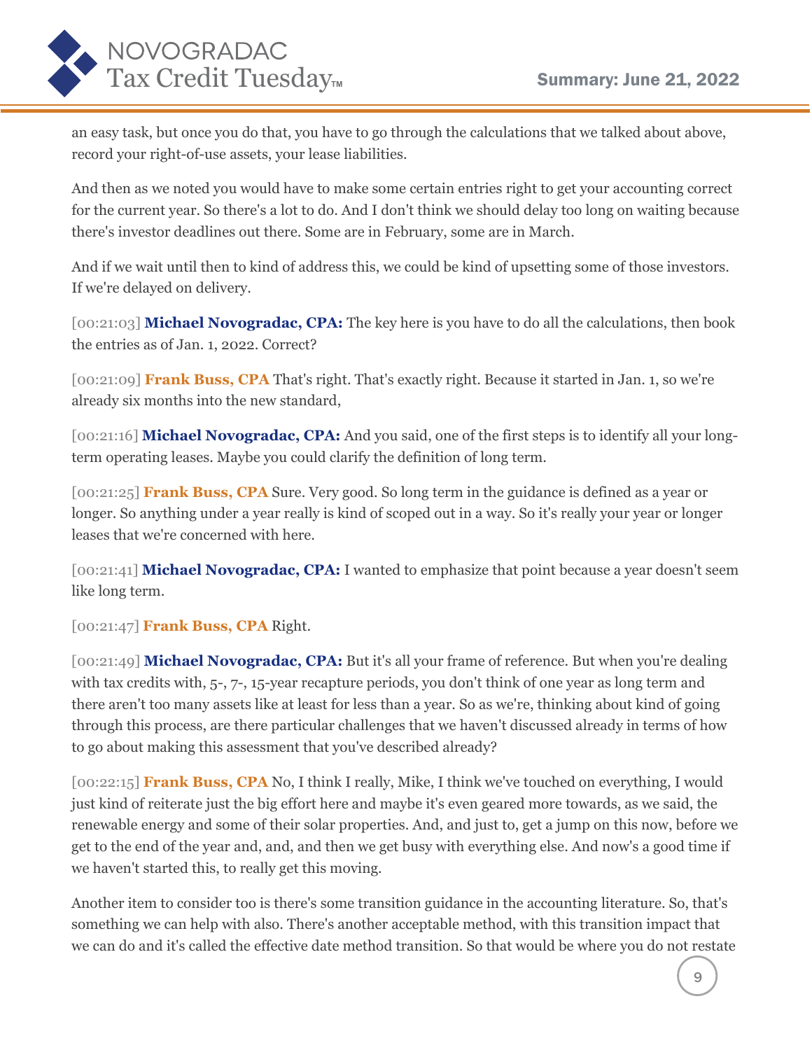an easy task, but once you do that, you have to go through the calculations that we talked about above, record your right-of-use assets, your lease liabilities.

And then as we noted you would have to make some certain entries right to get your accounting correct for the current year. So there's a lot to do. And I don't think we should delay too long on waiting because there's investor deadlines out there. Some are in February, some are in March.

And if we wait until then to kind of address this, we could be kind of upsetting some of those investors. If we're delayed on delivery.

[00:21:03] **Michael Novogradac, CPA:** The key here is you have to do all the calculations, then book the entries as of Jan. 1, 2022. Correct?

[00:21:09] **Frank Buss, CPA** That's right. That's exactly right. Because it started in Jan. 1, so we're already six months into the new standard,

[00:21:16] **Michael Novogradac, CPA:** And you said, one of the first steps is to identify all your long-term operating leases. Maybe you could clarify the definition of long term.

[00:21:25] **Frank Buss, CPA** Sure. Very good. So long term in the guidance is defined as a year or longer. So anything under a year really is kind of scoped out in a way. So it's really your year or longer leases that we're concerned with here.

[00:21:41] **Michael Novogradac, CPA:** I wanted to emphasize that point because a year doesn't seem like long term.

[00:21:47] **Frank Buss, CPA** Right.

[00:21:49] **Michael Novogradac, CPA:** But it's all your frame of reference. But when you're dealing with tax credits with, 5-, 7-, 15-year recapture periods, you don't think of one year as long term and there aren't too many assets like at least for less than a year. So as we're, thinking about kind of going through this process, are there particular challenges that we haven't discussed already in terms of how to go about making this assessment that you've described already?

[00:22:15] **Frank Buss, CPA** No, I think I really, Mike, I think we've touched on everything, I would just kind of reiterate just the big effort here and maybe it's even geared more towards, as we said, the renewable energy and some of their solar properties. And, and just to, get a jump on this now, before we get to the end of the year and, and, and then we get busy with everything else. And now's a good time if we haven't started this, to really get this moving.

Another item to consider too is there's some transition guidance in the accounting literature. So, that's something we can help with also. There's another acceptable method, with this transition impact that we can do and it's called the effective date method transition. So that would be where you do not restate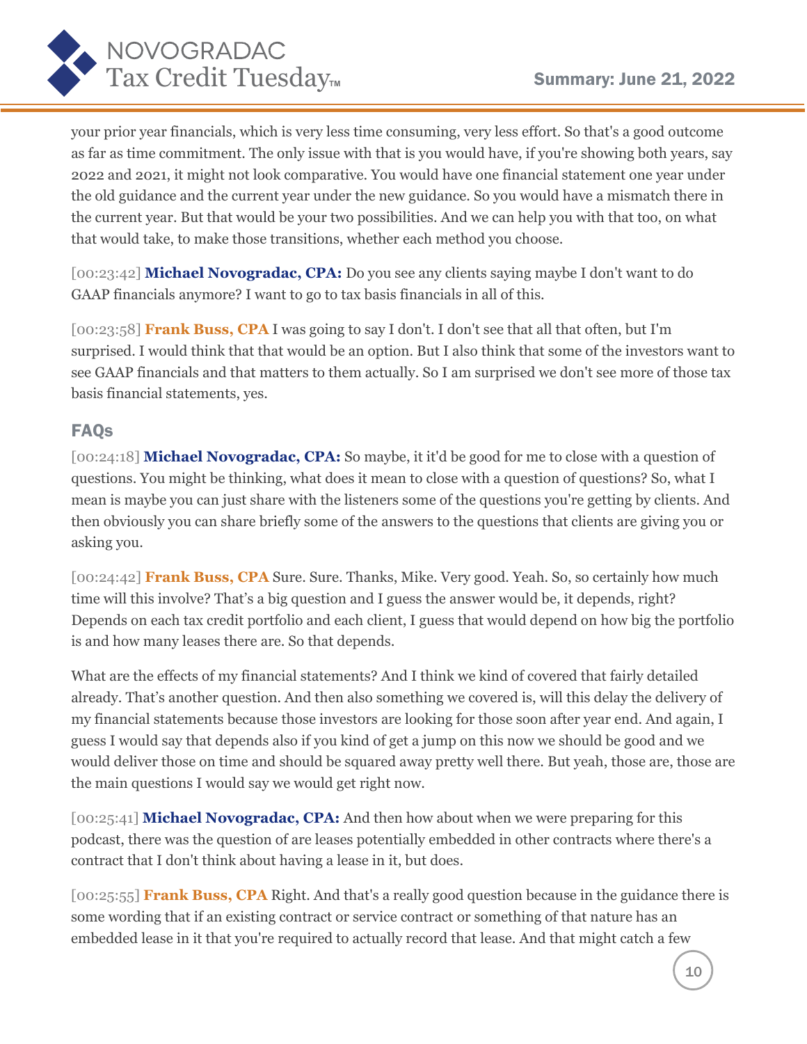your prior year financials, which is very less time consuming, very less effort. So that's a good outcome as far as time commitment. The only issue with that is you would have, if you're showing both years, say 2022 and 2021, it might not look comparative. You would have one financial statement one year under the old guidance and the current year under the new guidance. So you would have a mismatch there in the current year. But that would be your two possibilities. And we can help you with that too, on what that would take, to make those transitions, whether each method you choose.

[00:23:42] **Michael Novogradac, CPA:** Do you see any clients saying maybe I don't want to do GAAP financials anymore? I want to go to tax basis financials in all of this.

[00:23:58] **Frank Buss, CPA** I was going to say I don't. I don't see that all that often, but I'm surprised. I would think that that would be an option. But I also think that some of the investors want to see GAAP financials and that matters to them actually. So I am surprised we don't see more of those tax basis financial statements, yes.

## FAQs

[00:24:18] **Michael Novogradac, CPA:** So maybe, it it'd be good for me to close with a question of questions. You might be thinking, what does it mean to close with a question of questions? So, what I mean is maybe you can just share with the listeners some of the questions you're getting by clients. And then obviously you can share briefly some of the answers to the questions that clients are giving you or asking you.

[00:24:42] **Frank Buss, CPA** Sure. Sure. Thanks, Mike. Very good. Yeah. So, so certainly how much time will this involve? That's a big question and I guess the answer would be, it depends, right? Depends on each tax credit portfolio and each client, I guess that would depend on how big the portfolio is and how many leases there are. So that depends.

What are the effects of my financial statements? And I think we kind of covered that fairly detailed already. That's another question. And then also something we covered is, will this delay the delivery of my financial statements because those investors are looking for those soon after year end. And again, I guess I would say that depends also if you kind of get a jump on this now we should be good and we would deliver those on time and should be squared away pretty well there. But yeah, those are, those are the main questions I would say we would get right now.

[00:25:41] **Michael Novogradac, CPA:** And then how about when we were preparing for this podcast, there was the question of are leases potentially embedded in other contracts where there's a contract that I don't think about having a lease in it, but does.

[00:25:55] **Frank Buss, CPA** Right. And that's a really good question because in the guidance there is some wording that if an existing contract or service contract or something of that nature has an embedded lease in it that you're required to actually record that lease. And that might catch a few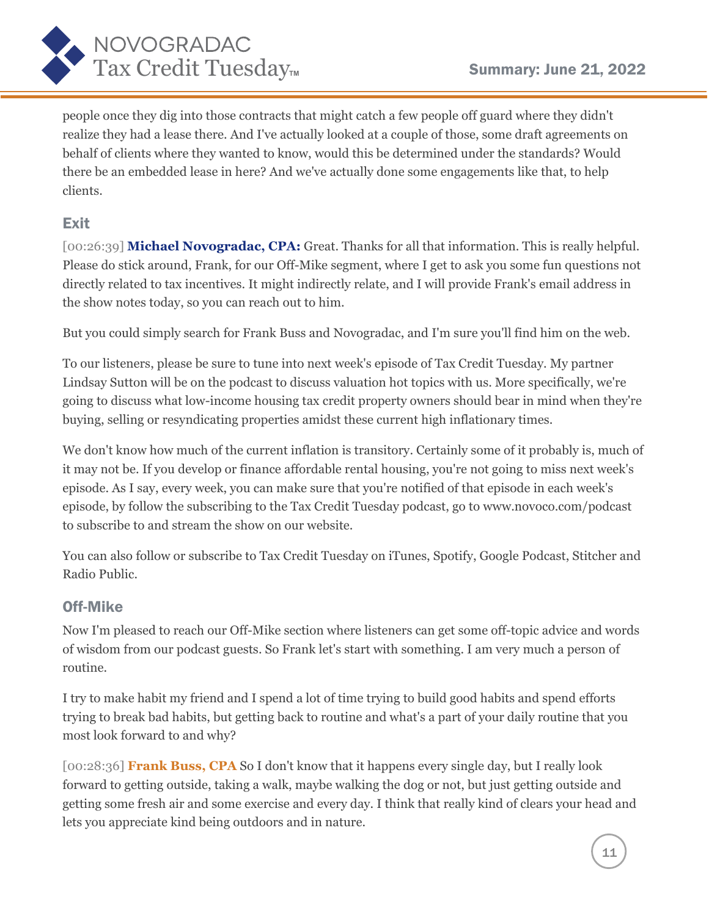people once they dig into those contracts that might catch a few people off guard where they didn't realize they had a lease there. And I've actually looked at a couple of those, some draft agreements on behalf of clients where they wanted to know, would this be determined under the standards? Would there be an embedded lease in here? And we've actually done some engagements like that, to help clients.

## Exit

[00:26:39] **Michael Novogradac, CPA:** Great. Thanks for all that information. This is really helpful. Please do stick around, Frank, for our Off-Mike segment, where I get to ask you some fun questions not directly related to tax incentives. It might indirectly relate, and I will provide Frank's email address in the show notes today, so you can reach out to him.

But you could simply search for Frank Buss and Novogradac, and I'm sure you'll find him on the web.

To our listeners, please be sure to tune into next week's episode of Tax Credit Tuesday. My partner Lindsay Sutton will be on the podcast to discuss valuation hot topics with us. More specifically, we're going to discuss what low-income housing tax credit property owners should bear in mind when they're buying, selling or resyndicating properties amidst these current high inflationary times.

We don't know how much of the current inflation is transitory. Certainly some of it probably is, much of it may not be. If you develop or finance affordable rental housing, you're not going to miss next week's episode. As I say, every week, you can make sure that you're notified of that episode in each week's episode, by follow the subscribing to the Tax Credit Tuesday podcast, go to www.novoco.com/podcast to subscribe to and stream the show on our website.

You can also follow or subscribe to Tax Credit Tuesday on iTunes, Spotify, Google Podcast, Stitcher and Radio Public.

## Off-Mike

Now I'm pleased to reach our Off-Mike section where listeners can get some off-topic advice and words of wisdom from our podcast guests. So Frank let's start with something. I am very much a person of routine.

I try to make habit my friend and I spend a lot of time trying to build good habits and spend efforts trying to break bad habits, but getting back to routine and what's a part of your daily routine that you most look forward to and why?

[00:28:36] **Frank Buss, CPA** So I don't know that it happens every single day, but I really look forward to getting outside, taking a walk, maybe walking the dog or not, but just getting outside and getting some fresh air and some exercise and every day. I think that really kind of clears your head and lets you appreciate kind being outdoors and in nature.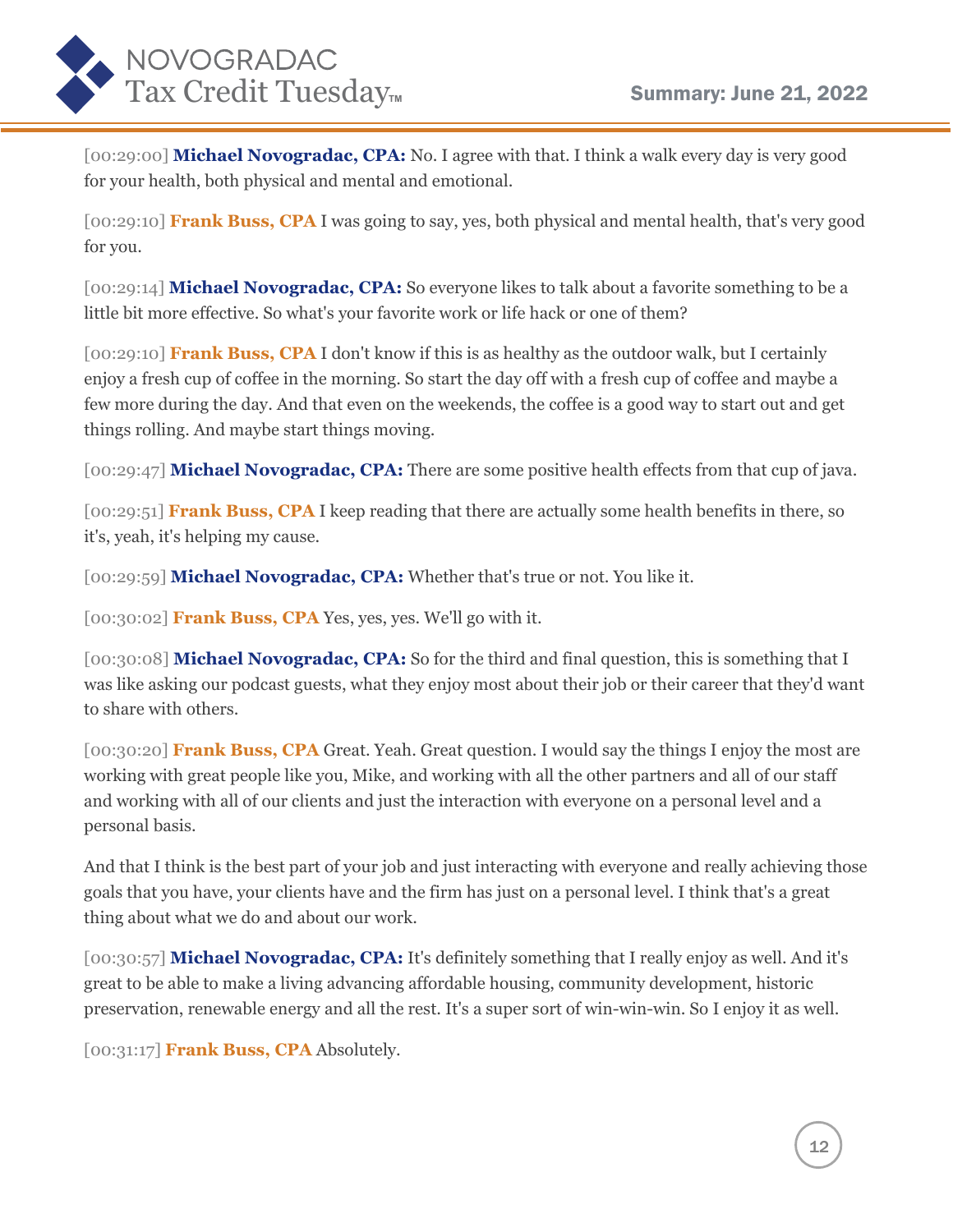[00:29:00] **Michael Novogradac, CPA:** No. I agree with that. I think a walk every day is very good for your health, both physical and mental and emotional.

[00:29:10] **Frank Buss, CPA** I was going to say, yes, both physical and mental health, that's very good for you.

[00:29:14] **Michael Novogradac, CPA:** So everyone likes to talk about a favorite something to be a little bit more effective. So what's your favorite work or life hack or one of them?

[00:29:10] **Frank Buss, CPA** I don't know if this is as healthy as the outdoor walk, but I certainly enjoy a fresh cup of coffee in the morning. So start the day off with a fresh cup of coffee and maybe a few more during the day. And that even on the weekends, the coffee is a good way to start out and get things rolling. And maybe start things moving.

[00:29:47] **Michael Novogradac, CPA:** There are some positive health effects from that cup of java.

[00:29:51] **Frank Buss, CPA** I keep reading that there are actually some health benefits in there, so it's, yeah, it's helping my cause.

[00:29:59] **Michael Novogradac, CPA:** Whether that's true or not. You like it.

[00:30:02] **Frank Buss, CPA** Yes, yes, yes. We'll go with it.

[00:30:08] **Michael Novogradac, CPA:** So for the third and final question, this is something that I was like asking our podcast guests, what they enjoy most about their job or their career that they'd want to share with others.

[00:30:20] **Frank Buss, CPA** Great. Yeah. Great question. I would say the things I enjoy the most are working with great people like you, Mike, and working with all the other partners and all of our staff and working with all of our clients and just the interaction with everyone on a personal level and a personal basis.

And that I think is the best part of your job and just interacting with everyone and really achieving those goals that you have, your clients have and the firm has just on a personal level. I think that's a great thing about what we do and about our work.

[00:30:57] **Michael Novogradac, CPA:** It's definitely something that I really enjoy as well. And it's great to be able to make a living advancing affordable housing, community development, historic preservation, renewable energy and all the rest. It's a super sort of win-win-win. So I enjoy it as well.

[00:31:17] **Frank Buss, CPA** Absolutely.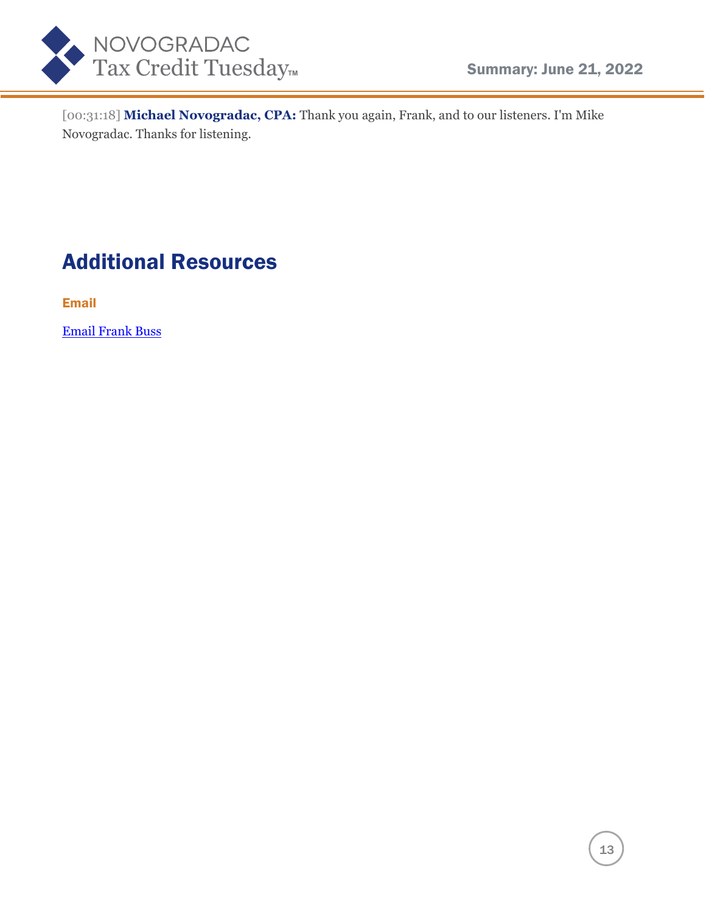[00:31:18] **Michael Novogradac, CPA:** Thank you again, Frank, and to our listeners. I'm Mike Novogradac. Thanks for listening.

## Additional Resources

### Email

Email Frank Buss